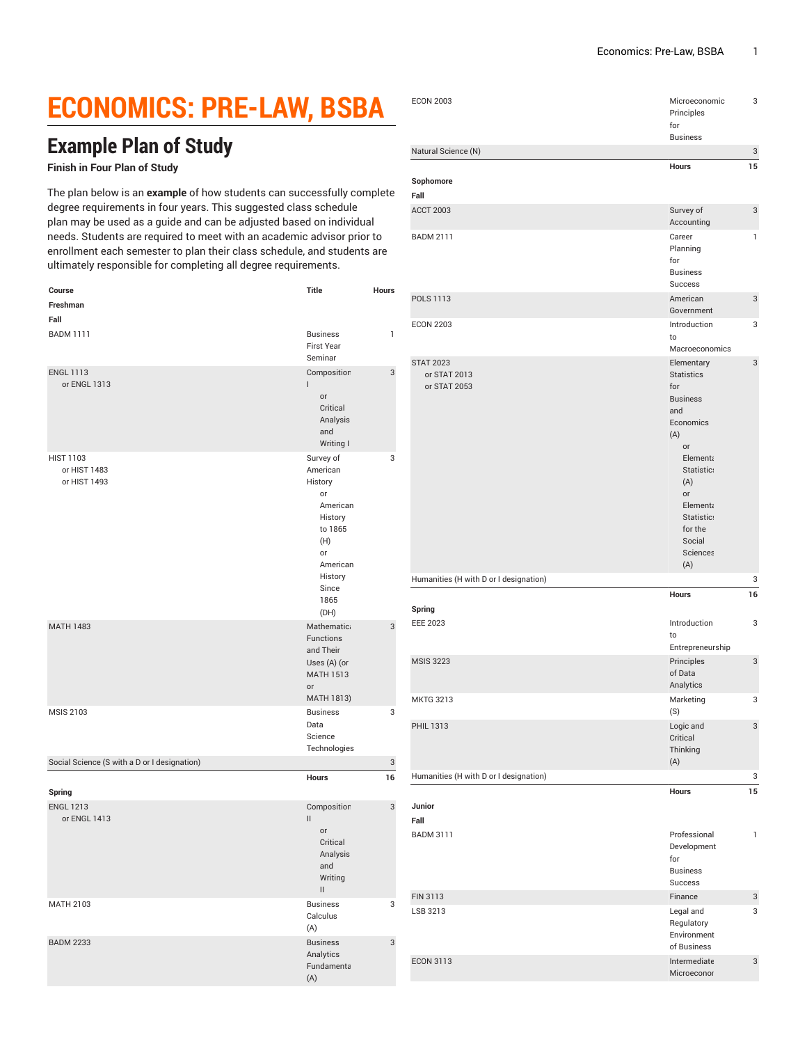# ECONOMICS: PRE-LAW, BSBA

## Example Plan of Study

**Finish in Four Plan of Study**

The plan below is an **example** of how students can successfully complete degree requirements in four years. This suggested class schedule plan may be used as a guide and can be adjusted based on individual needs. Students are required to meet with an academic advisor prior to enrollment each semester to plan their class schedule, and students are ultimately responsible for completing all degree requirements.

| Course | Title | Hours |
|---|---|---|
| **Freshman** | | |
| **Fall** | | |
| BADM 1111 | Business First Year Seminar | 1 |
| ENGL 1113<br>or ENGL 1313 | Composition I<br>or Critical Analysis and Writing I | 3 |
| HIST 1103<br>or HIST 1483<br>or HIST 1493 | Survey of American History<br>or American History to 1865 (H)<br>or American History Since 1865 (DH) | 3 |
| MATH 1483 | Mathematical Functions and Their Uses (A) (or MATH 1513 or MATH 1813) | 3 |
| MSIS 2103 | Business Data Science Technologies | 3 |
| Social Science (S with a D or I designation) | | 3 |
| | **Hours** | **16** |
| **Spring** | | |
| ENGL 1213<br>or ENGL 1413 | Composition II<br>or Critical Analysis and Writing II | 3 |
| MATH 2103 | Business Calculus (A) | 3 |
| BADM 2233 | Business Analytics Fundamentals (A) | 3 |
| ECON 2003 | Microeconomic Principles for Business | 3 |
| Natural Science (N) | | 3 |
| | **Hours** | **15** |
| **Sophomore** | | |
| **Fall** | | |
| ACCT 2003 | Survey of Accounting | 3 |
| BADM 2111 | Career Planning for Business Success | 1 |
| POLS 1113 | American Government | 3 |
| ECON 2203 | Introduction to Macroeconomics | 3 |
| STAT 2023<br>or STAT 2013<br>or STAT 2053 | Elementary Statistics for Business and Economics (A)<br>or Elementary Statistics (A)<br>or Elementary Statistics for the Social Sciences (A) | 3 |
| Humanities (H with D or I designation) | | 3 |
| | **Hours** | **16** |
| **Spring** | | |
| EEE 2023 | Introduction to Entrepreneurship | 3 |
| MSIS 3223 | Principles of Data Analytics | 3 |
| MKTG 3213 | Marketing (S) | 3 |
| PHIL 1313 | Logic and Critical Thinking (A) | 3 |
| Humanities (H with D or I designation) | | 3 |
| | **Hours** | **15** |
| **Junior** | | |
| **Fall** | | |
| BADM 3111 | Professional Development for Business Success | 1 |
| FIN 3113 | Finance | 3 |
| LSB 3213 | Legal and Regulatory Environment of Business | 3 |
| ECON 3113 | Intermediate Microeconomics | 3 |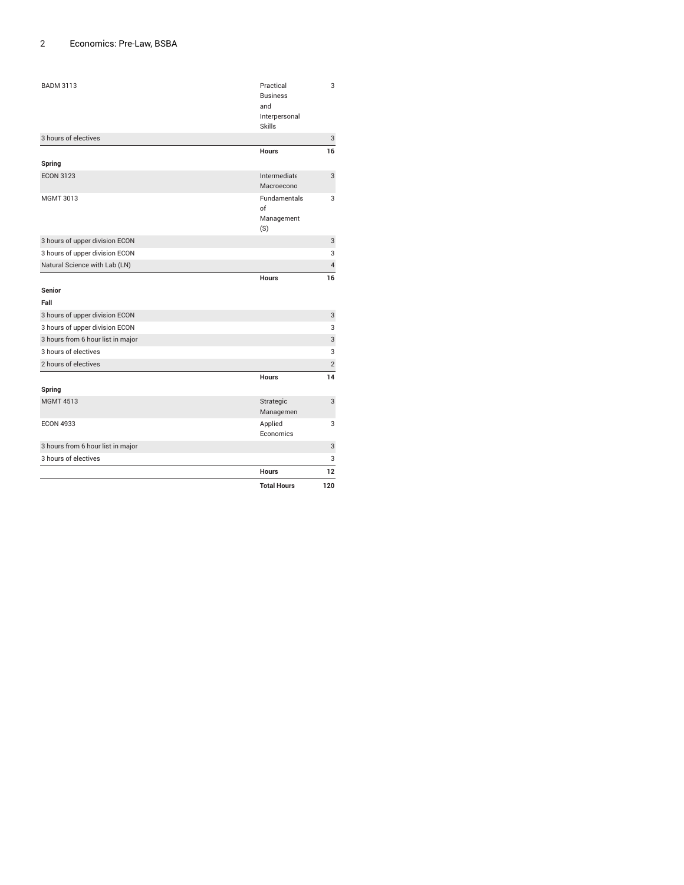| | | |
|---|---|---|
| BADM 3113 | Practical Business and Interpersonal Skills | 3 |
| 3 hours of electives | | 3 |
| | **Hours** | **16** |
| **Spring** | | |
| ECON 3123 | Intermediate Macroecono | 3 |
| MGMT 3013 | Fundamentals of Management (S) | 3 |
| 3 hours of upper division ECON | | 3 |
| 3 hours of upper division ECON | | 3 |
| Natural Science with Lab (LN) | | 4 |
| | **Hours** | **16** |
| **Senior** | | |
| **Fall** | | |
| 3 hours of upper division ECON | | 3 |
| 3 hours of upper division ECON | | 3 |
| 3 hours from 6 hour list in major | | 3 |
| 3 hours of electives | | 3 |
| 2 hours of electives | | 2 |
| | **Hours** | **14** |
| **Spring** | | |
| MGMT 4513 | Strategic Managemen | 3 |
| ECON 4933 | Applied Economics | 3 |
| 3 hours from 6 hour list in major | | 3 |
| 3 hours of electives | | 3 |
| | **Hours** | **12** |
| | **Total Hours** | **120** |